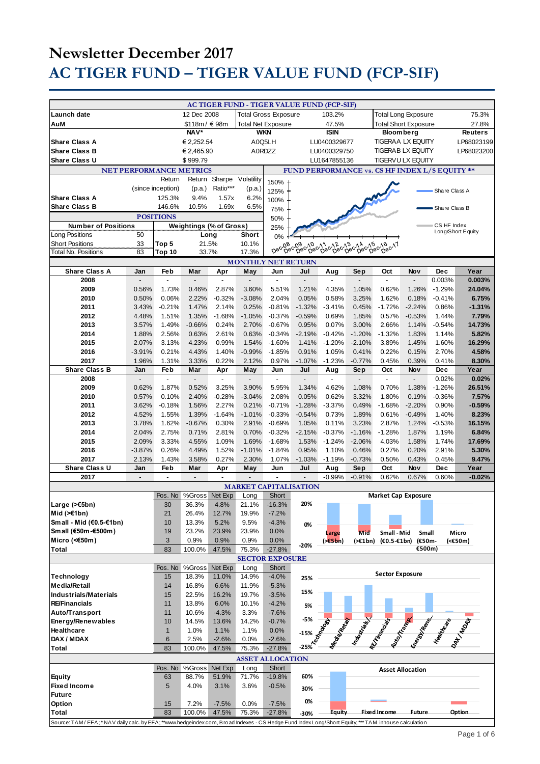# Newsletter December 2017

# AC TIGER FUND – TIGER VALUE FUND (FCP-SIF)

## AC TIGER FUND - TIGER VALUE FUND (FCP-SIF)

| | | | | | |
|---|---|---|---|---|---|
| Launch date | 12 Dec 2008 | Total Gross Exposure | 103.2% | Total Long Exposure | 75.3% |
| AuM | $118m / € 98m | Total Net Exposure | 47.5% | Total Short Exposure | 27.8% |

| | NAV* | WKN | ISIN | Bloomberg | Reuters |
|---|---|---|---|---|---|
| Share Class A | € 2,252.54 | A0Q5LH | LU0400329677 | TIGERAA LX EQUITY | LP68023199 |
| Share Class B | € 2,465.90 | A0RDZZ | LU0400329750 | TIGERAB LX EQUITY | LP68023200 |
| Share Class U | $ 999.79 | | LU1647855136 | TIGERVU LX EQUITY | |

### NET PERFORMANCE METRICS

| | Return (since inception) | Return (p.a.) | Sharpe Ratio*** | Volatility (p.a.) |
|---|---|---|---|---|
| Share Class A | 125.3% | 9.4% | 1.57x | 6.2% |
| Share Class B | 146.6% | 10.5% | 1.69x | 6.5% |

### POSITIONS

| Number of Positions | | Weightings (% of Gross) | Long | Short |
|---|---|---|---|---|
| Long Positions | 50 | | | |
| Short Positions | 33 | Top 5 | 21.5% | 10.1% |
| Total No. Positions | 83 | Top 10 | 33.7% | 17.3% |

### FUND PERFORMANCE vs. CS HF INDEX L/S EQUITY **

### MONTHLY NET RETURN

| Share Class A | Jan | Feb | Mar | Apr | May | Jun | Jul | Aug | Sep | Oct | Nov | Dec | Year |
|---|---|---|---|---|---|---|---|---|---|---|---|---|---|
| 2008 | - | - | - | - | - | - | - | - | - | - | - | 0.003% | **0.003%** |
| 2009 | 0.56% | 1.73% | 0.46% | 2.87% | 3.60% | 5.51% | 1.21% | 4.35% | 1.05% | 0.62% | 1.26% | -1.29% | **24.04%** |
| 2010 | 0.50% | 0.06% | 2.22% | -0.32% | -3.08% | 2.04% | 0.05% | 0.58% | 3.25% | 1.62% | 0.18% | -0.41% | **6.75%** |
| 2011 | 3.43% | -0.21% | 1.47% | 2.14% | 0.25% | -0.81% | -1.32% | -3.41% | 0.45% | -1.72% | -2.24% | 0.86% | **-1.31%** |
| 2012 | 4.48% | 1.51% | 1.35% | -1.68% | -1.05% | -0.37% | -0.59% | 0.69% | 1.85% | 0.57% | -0.53% | 1.44% | **7.79%** |
| 2013 | 3.57% | 1.49% | -0.66% | 0.24% | 2.70% | -0.67% | 0.95% | 0.07% | 3.00% | 2.66% | 1.14% | -0.54% | **14.73%** |
| 2014 | 1.88% | 2.56% | 0.63% | 2.61% | 0.63% | -0.34% | -2.19% | -0.42% | -1.20% | -1.32% | 1.83% | 1.14% | **5.82%** |
| 2015 | 2.07% | 3.13% | 4.23% | 0.99% | 1.54% | -1.60% | 1.41% | -1.20% | -2.10% | 3.89% | 1.45% | 1.60% | **16.29%** |
| 2016 | -3.91% | 0.21% | 4.43% | 1.40% | -0.99% | -1.85% | 0.91% | 1.05% | 0.41% | 0.22% | 0.15% | 2.70% | **4.58%** |
| 2017 | 1.96% | 1.31% | 3.33% | 0.22% | 2.12% | 0.97% | -1.07% | -1.23% | -0.77% | 0.45% | 0.39% | 0.41% | **8.30%** |
| **Share Class B** | **Jan** | **Feb** | **Mar** | **Apr** | **May** | **Jun** | **Jul** | **Aug** | **Sep** | **Oct** | **Nov** | **Dec** | **Year** |
| 2008 | - | - | - | - | - | - | - | - | - | - | - | 0.02% | **0.02%** |
| 2009 | 0.62% | 1.87% | 0.52% | 3.25% | 3.90% | 5.95% | 1.34% | 4.62% | 1.08% | 0.70% | 1.38% | -1.26% | **26.51%** |
| 2010 | 0.57% | 0.10% | 2.40% | -0.28% | -3.04% | 2.08% | 0.05% | 0.62% | 3.32% | 1.80% | 0.19% | -0.36% | **7.57%** |
| 2011 | 3.62% | -0.18% | 1.56% | 2.27% | 0.21% | -0.71% | -1.28% | -3.37% | 0.49% | -1.68% | -2.20% | 0.90% | **-0.59%** |
| 2012 | 4.52% | 1.55% | 1.39% | -1.64% | -1.01% | -0.33% | -0.54% | 0.73% | 1.89% | 0.61% | -0.49% | 1.40% | **8.23%** |
| 2013 | 3.78% | 1.62% | -0.67% | 0.30% | 2.91% | -0.69% | 1.05% | 0.11% | 3.23% | 2.87% | 1.24% | -0.53% | **16.15%** |
| 2014 | 2.04% | 2.75% | 0.71% | 2.81% | 0.70% | -0.32% | -2.15% | -0.37% | -1.16% | -1.28% | 1.87% | 1.19% | **6.84%** |
| 2015 | 2.09% | 3.33% | 4.55% | 1.09% | 1.69% | -1.68% | 1.53% | -1.24% | -2.06% | 4.03% | 1.58% | 1.74% | **17.69%** |
| 2016 | -3.87% | 0.26% | 4.49% | 1.52% | -1.01% | -1.84% | 0.95% | 1.10% | 0.46% | 0.27% | 0.20% | 2.91% | **5.30%** |
| 2017 | 2.13% | 1.43% | 3.58% | 0.27% | 2.30% | 1.07% | -1.03% | -1.19% | -0.73% | 0.50% | 0.43% | 0.45% | **9.47%** |
| **Share Class U** | **Jan** | **Feb** | **Mar** | **Apr** | **May** | **Jun** | **Jul** | **Aug** | **Sep** | **Oct** | **Nov** | **Dec** | **Year** |
| 2017 | - | - | - | - | - | - | - | -0.99% | -0.91% | 0.62% | 0.67% | 0.60% | **-0.02%** |

### MARKET CAPITALISATION

| | Pos. No | %Gross | Net Exp | Long | Short |
|---|---|---|---|---|---|
| Large (>€5bn) | 30 | 36.3% | 4.8% | 21.1% | -16.3% |
| Mid (>€1bn) | 21 | 26.4% | 12.7% | 19.9% | -7.2% |
| Small - Mid (€0.5-€1bn) | 10 | 13.3% | 5.2% | 9.5% | -4.3% |
| Small (€50m-€500m) | 19 | 23.2% | 23.9% | 23.9% | 0.0% |
| Micro (<€50m) | 3 | 0.9% | 0.9% | 0.9% | 0.0% |
| Total | 83 | 100.0% | 47.5% | 75.3% | -27.8% |

### SECTOR EXPOSURE

| | Pos. No | %Gross | Net Exp | Long | Short |
|---|---|---|---|---|---|
| Technology | 15 | 18.3% | 11.0% | 14.9% | -4.0% |
| Media/Retail | 14 | 16.8% | 6.6% | 11.9% | -5.3% |
| Industrials/Materials | 15 | 22.5% | 16.2% | 19.7% | -3.5% |
| RE/Financials | 11 | 13.8% | 6.0% | 10.1% | -4.2% |
| Auto/Transport | 11 | 10.6% | -4.3% | 3.3% | -7.6% |
| Energy/Renewables | 10 | 14.5% | 13.6% | 14.2% | -0.7% |
| Healthcare | 1 | 1.0% | 1.1% | 1.1% | 0.0% |
| DAX / MDAX | 6 | 2.5% | -2.6% | 0.0% | -2.6% |
| Total | 83 | 100.0% | 47.5% | 75.3% | -27.8% |

### ASSET ALLOCATION

| | Pos. No | %Gross | Net Exp | Long | Short |
|---|---|---|---|---|---|
| Equity | 63 | 88.7% | 51.9% | 71.7% | -19.8% |
| Fixed Income | 5 | 4.0% | 3.1% | 3.6% | -0.5% |
| Future | | | | | |
| Option | 15 | 7.2% | -7.5% | 0.0% | -7.5% |
| Total | 83 | 100.0% | 47.5% | 75.3% | -27.8% |

Source: TAM / EFA; * NAV daily calc. by EFA; **www.hedgeindex.com, Broad Indexes - CS Hedge Fund Index Long/Short Equity; *** TAM inhouse calculation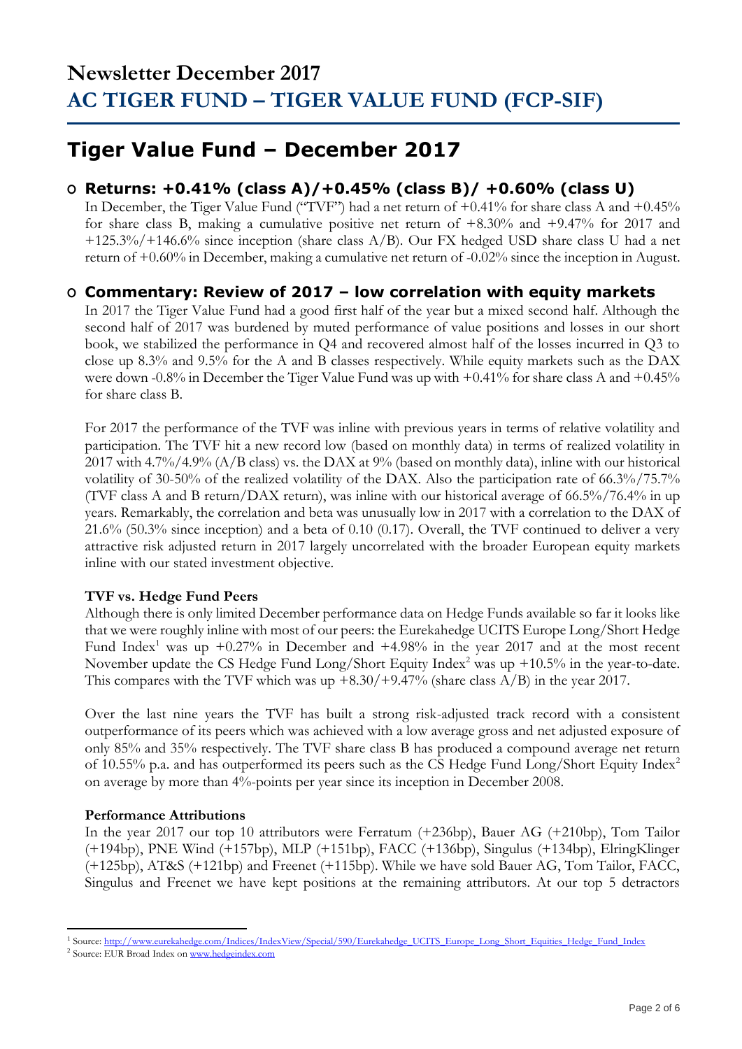# Newsletter December 2017
# AC TIGER FUND – TIGER VALUE FUND (FCP-SIF)

## Tiger Value Fund – December 2017

### Returns: +0.41% (class A)/+0.45% (class B)/ +0.60% (class U)

In December, the Tiger Value Fund ("TVF") had a net return of +0.41% for share class A and +0.45% for share class B, making a cumulative positive net return of +8.30% and +9.47% for 2017 and +125.3%/+146.6% since inception (share class A/B). Our FX hedged USD share class U had a net return of +0.60% in December, making a cumulative net return of -0.02% since the inception in August.

### Commentary: Review of 2017 – low correlation with equity markets

In 2017 the Tiger Value Fund had a good first half of the year but a mixed second half. Although the second half of 2017 was burdened by muted performance of value positions and losses in our short book, we stabilized the performance in Q4 and recovered almost half of the losses incurred in Q3 to close up 8.3% and 9.5% for the A and B classes respectively. While equity markets such as the DAX were down -0.8% in December the Tiger Value Fund was up with +0.41% for share class A and +0.45% for share class B.

For 2017 the performance of the TVF was inline with previous years in terms of relative volatility and participation. The TVF hit a new record low (based on monthly data) in terms of realized volatility in 2017 with 4.7%/4.9% (A/B class) vs. the DAX at 9% (based on monthly data), inline with our historical volatility of 30-50% of the realized volatility of the DAX. Also the participation rate of 66.3%/75.7% (TVF class A and B return/DAX return), was inline with our historical average of 66.5%/76.4% in up years. Remarkably, the correlation and beta was unusually low in 2017 with a correlation to the DAX of 21.6% (50.3% since inception) and a beta of 0.10 (0.17). Overall, the TVF continued to deliver a very attractive risk adjusted return in 2017 largely uncorrelated with the broader European equity markets inline with our stated investment objective.

**TVF vs. Hedge Fund Peers**

Although there is only limited December performance data on Hedge Funds available so far it looks like that we were roughly inline with most of our peers: the Eurekahedge UCITS Europe Long/Short Hedge Fund Index[1] was up +0.27% in December and +4.98% in the year 2017 and at the most recent November update the CS Hedge Fund Long/Short Equity Index[2] was up +10.5% in the year-to-date. This compares with the TVF which was up +8.30/+9.47% (share class A/B) in the year 2017.

Over the last nine years the TVF has built a strong risk-adjusted track record with a consistent outperformance of its peers which was achieved with a low average gross and net adjusted exposure of only 85% and 35% respectively. The TVF share class B has produced a compound average net return of 10.55% p.a. and has outperformed its peers such as the CS Hedge Fund Long/Short Equity Index[2] on average by more than 4%-points per year since its inception in December 2008.

**Performance Attributions**

In the year 2017 our top 10 attributors were Ferratum (+236bp), Bauer AG (+210bp), Tom Tailor (+194bp), PNE Wind (+157bp), MLP (+151bp), FACC (+136bp), Singulus (+134bp), ElringKlinger (+125bp), AT&S (+121bp) and Freenet (+115bp). While we have sold Bauer AG, Tom Tailor, FACC, Singulus and Freenet we have kept positions at the remaining attributors. At our top 5 detractors

[1] Source: http://www.eurekahedge.com/Indices/IndexView/Special/590/Eurekahedge_UCITS_Europe_Long_Short_Equities_Hedge_Fund_Index

[2] Source: EUR Broad Index on www.hedgeindex.com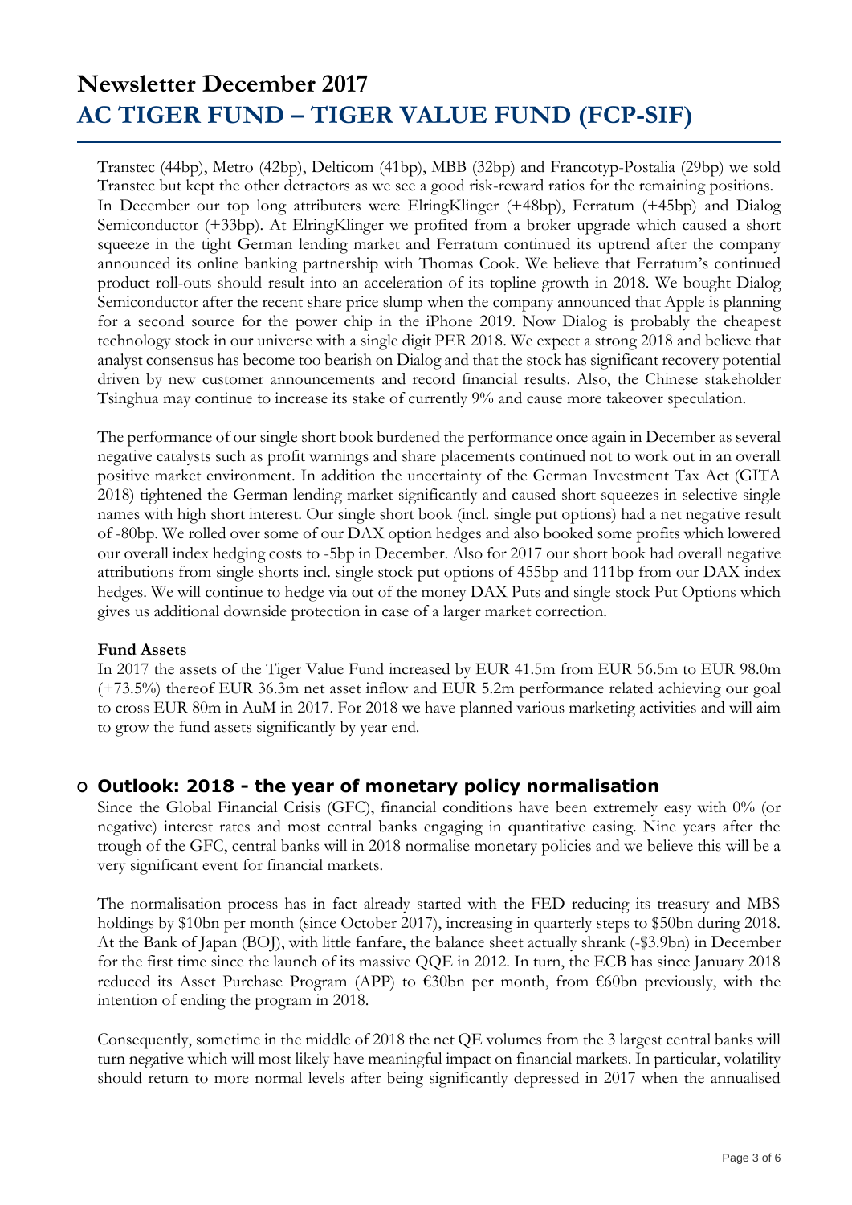Transtec (44bp), Metro (42bp), Delticom (41bp), MBB (32bp) and Francotyp-Postalia (29bp) we sold Transtec but kept the other detractors as we see a good risk-reward ratios for the remaining positions. In December our top long attributers were ElringKlinger (+48bp), Ferratum (+45bp) and Dialog Semiconductor (+33bp). At ElringKlinger we profited from a broker upgrade which caused a short squeeze in the tight German lending market and Ferratum continued its uptrend after the company announced its online banking partnership with Thomas Cook. We believe that Ferratum's continued product roll-outs should result into an acceleration of its topline growth in 2018. We bought Dialog Semiconductor after the recent share price slump when the company announced that Apple is planning for a second source for the power chip in the iPhone 2019. Now Dialog is probably the cheapest technology stock in our universe with a single digit PER 2018. We expect a strong 2018 and believe that analyst consensus has become too bearish on Dialog and that the stock has significant recovery potential driven by new customer announcements and record financial results. Also, the Chinese stakeholder Tsinghua may continue to increase its stake of currently 9% and cause more takeover speculation.

The performance of our single short book burdened the performance once again in December as several negative catalysts such as profit warnings and share placements continued not to work out in an overall positive market environment. In addition the uncertainty of the German Investment Tax Act (GITA 2018) tightened the German lending market significantly and caused short squeezes in selective single names with high short interest. Our single short book (incl. single put options) had a net negative result of -80bp. We rolled over some of our DAX option hedges and also booked some profits which lowered our overall index hedging costs to -5bp in December. Also for 2017 our short book had overall negative attributions from single shorts incl. single stock put options of 455bp and 111bp from our DAX index hedges. We will continue to hedge via out of the money DAX Puts and single stock Put Options which gives us additional downside protection in case of a larger market correction.

**Fund Assets**

In 2017 the assets of the Tiger Value Fund increased by EUR 41.5m from EUR 56.5m to EUR 98.0m (+73.5%) thereof EUR 36.3m net asset inflow and EUR 5.2m performance related achieving our goal to cross EUR 80m in AuM in 2017. For 2018 we have planned various marketing activities and will aim to grow the fund assets significantly by year end.

## Outlook: 2018 - the year of monetary policy normalisation

Since the Global Financial Crisis (GFC), financial conditions have been extremely easy with 0% (or negative) interest rates and most central banks engaging in quantitative easing. Nine years after the trough of the GFC, central banks will in 2018 normalise monetary policies and we believe this will be a very significant event for financial markets.

The normalisation process has in fact already started with the FED reducing its treasury and MBS holdings by $10bn per month (since October 2017), increasing in quarterly steps to $50bn during 2018. At the Bank of Japan (BOJ), with little fanfare, the balance sheet actually shrank (-$3.9bn) in December for the first time since the launch of its massive QQE in 2012. In turn, the ECB has since January 2018 reduced its Asset Purchase Program (APP) to €30bn per month, from €60bn previously, with the intention of ending the program in 2018.

Consequently, sometime in the middle of 2018 the net QE volumes from the 3 largest central banks will turn negative which will most likely have meaningful impact on financial markets. In particular, volatility should return to more normal levels after being significantly depressed in 2017 when the annualised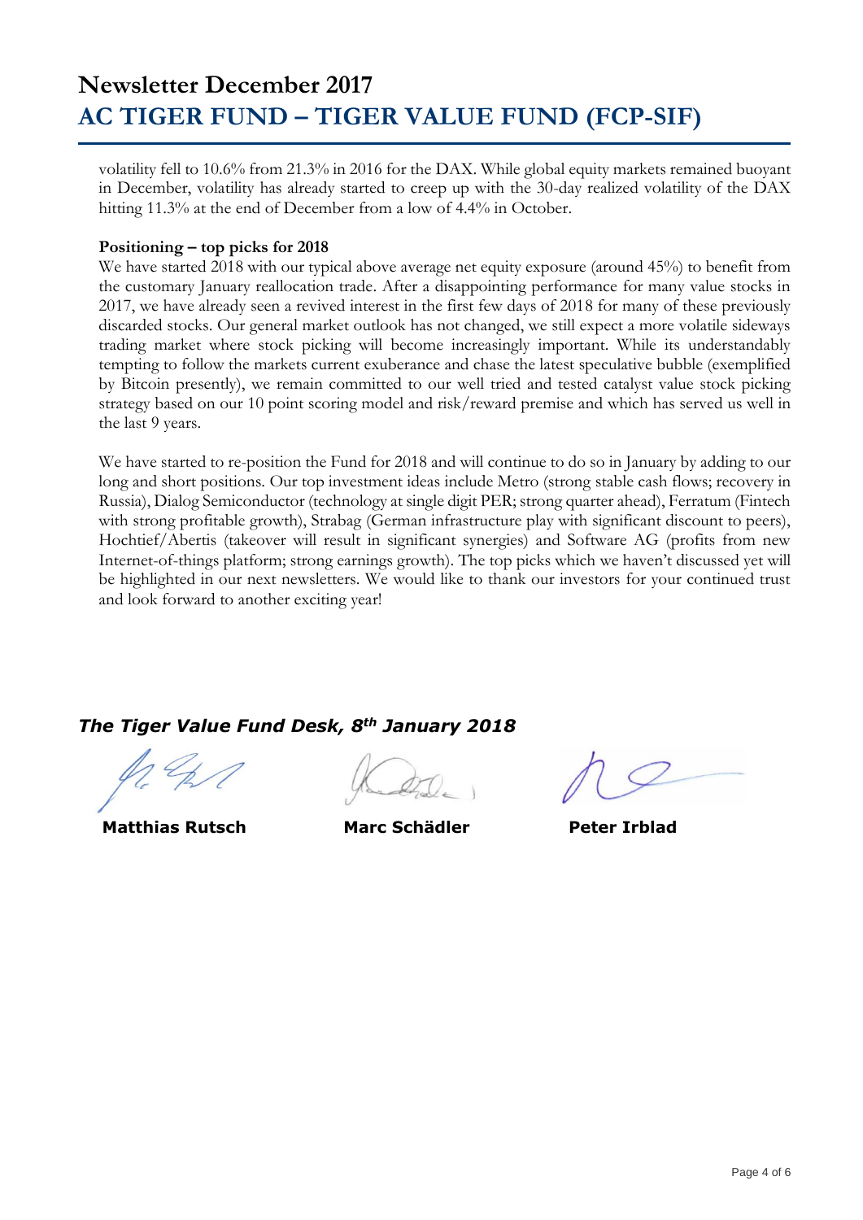volatility fell to 10.6% from 21.3% in 2016 for the DAX. While global equity markets remained buoyant in December, volatility has already started to creep up with the 30-day realized volatility of the DAX hitting 11.3% at the end of December from a low of 4.4% in October.

**Positioning – top picks for 2018**

We have started 2018 with our typical above average net equity exposure (around 45%) to benefit from the customary January reallocation trade. After a disappointing performance for many value stocks in 2017, we have already seen a revived interest in the first few days of 2018 for many of these previously discarded stocks. Our general market outlook has not changed, we still expect a more volatile sideways trading market where stock picking will become increasingly important. While its understandably tempting to follow the markets current exuberance and chase the latest speculative bubble (exemplified by Bitcoin presently), we remain committed to our well tried and tested catalyst value stock picking strategy based on our 10 point scoring model and risk/reward premise and which has served us well in the last 9 years.

We have started to re-position the Fund for 2018 and will continue to do so in January by adding to our long and short positions. Our top investment ideas include Metro (strong stable cash flows; recovery in Russia), Dialog Semiconductor (technology at single digit PER; strong quarter ahead), Ferratum (Fintech with strong profitable growth), Strabag (German infrastructure play with significant discount to peers), Hochtief/Abertis (takeover will result in significant synergies) and Software AG (profits from new Internet-of-things platform; strong earnings growth). The top picks which we haven't discussed yet will be highlighted in our next newsletters. We would like to thank our investors for your continued trust and look forward to another exciting year!

***The Tiger Value Fund Desk, 8th January 2018***

**Matthias Rutsch** **Marc Schädler** **Peter Irblad**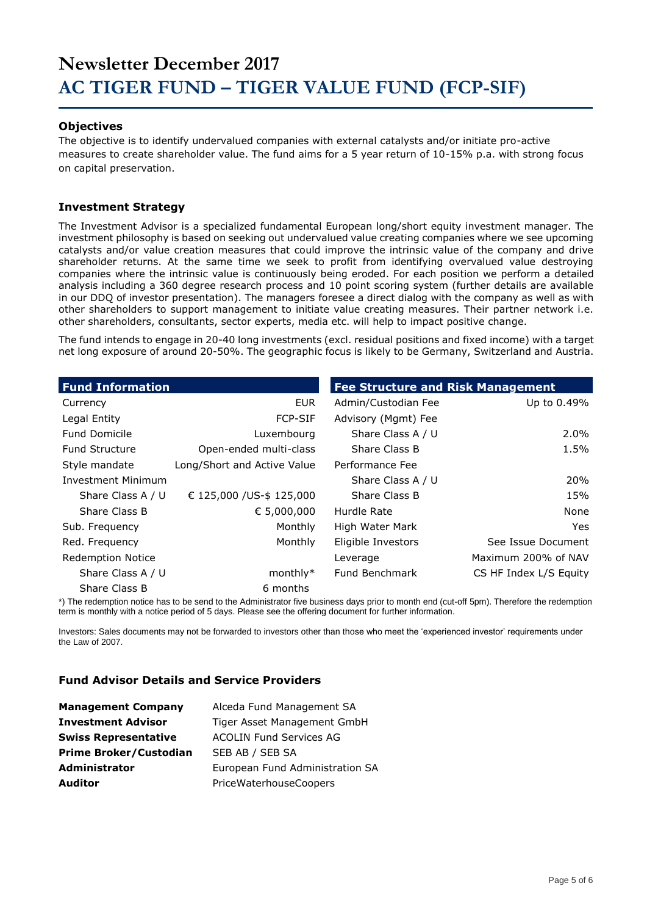# Newsletter December 2017

# AC TIGER FUND – TIGER VALUE FUND (FCP-SIF)

### Objectives

The objective is to identify undervalued companies with external catalysts and/or initiate pro-active measures to create shareholder value. The fund aims for a 5 year return of 10-15% p.a. with strong focus on capital preservation.

### Investment Strategy

The Investment Advisor is a specialized fundamental European long/short equity investment manager. The investment philosophy is based on seeking out undervalued value creating companies where we see upcoming catalysts and/or value creation measures that could improve the intrinsic value of the company and drive shareholder returns. At the same time we seek to profit from identifying overvalued value destroying companies where the intrinsic value is continuously being eroded. For each position we perform a detailed analysis including a 360 degree research process and 10 point scoring system (further details are available in our DDQ of investor presentation). The managers foresee a direct dialog with the company as well as with other shareholders to support management to initiate value creating measures. Their partner network i.e. other shareholders, consultants, sector experts, media etc. will help to impact positive change.

The fund intends to engage in 20-40 long investments (excl. residual positions and fixed income) with a target net long exposure of around 20-50%. The geographic focus is likely to be Germany, Switzerland and Austria.

| Fund Information | |
|---|---|
| Currency | EUR |
| Legal Entity | FCP-SIF |
| Fund Domicile | Luxembourg |
| Fund Structure | Open-ended multi-class |
| Style mandate | Long/Short and Active Value |
| Investment Minimum | |
| Share Class A / U | € 125,000 /US-$ 125,000 |
| Share Class B | € 5,000,000 |
| Sub. Frequency | Monthly |
| Red. Frequency | Monthly |
| Redemption Notice | |
| Share Class A / U | monthly* |
| Share Class B | 6 months |

| Fee Structure and Risk Management | |
|---|---|
| Admin/Custodian Fee | Up to 0.49% |
| Advisory (Mgmt) Fee | |
| Share Class A / U | 2.0% |
| Share Class B | 1.5% |
| Performance Fee | |
| Share Class A / U | 20% |
| Share Class B | 15% |
| Hurdle Rate | None |
| High Water Mark | Yes |
| Eligible Investors | See Issue Document |
| Leverage | Maximum 200% of NAV |
| Fund Benchmark | CS HF Index L/S Equity |

*) The redemption notice has to be send to the Administrator five business days prior to month end (cut-off 5pm). Therefore the redemption term is monthly with a notice period of 5 days. Please see the offering document for further information.

Investors: Sales documents may not be forwarded to investors other than those who meet the 'experienced investor' requirements under the Law of 2007.

### Fund Advisor Details and Service Providers

| | |
|---|---|
| **Management Company** | Alceda Fund Management SA |
| **Investment Advisor** | Tiger Asset Management GmbH |
| **Swiss Representative** | ACOLIN Fund Services AG |
| **Prime Broker/Custodian** | SEB AB / SEB SA |
| **Administrator** | European Fund Administration SA |
| **Auditor** | PriceWaterhouseCoopers |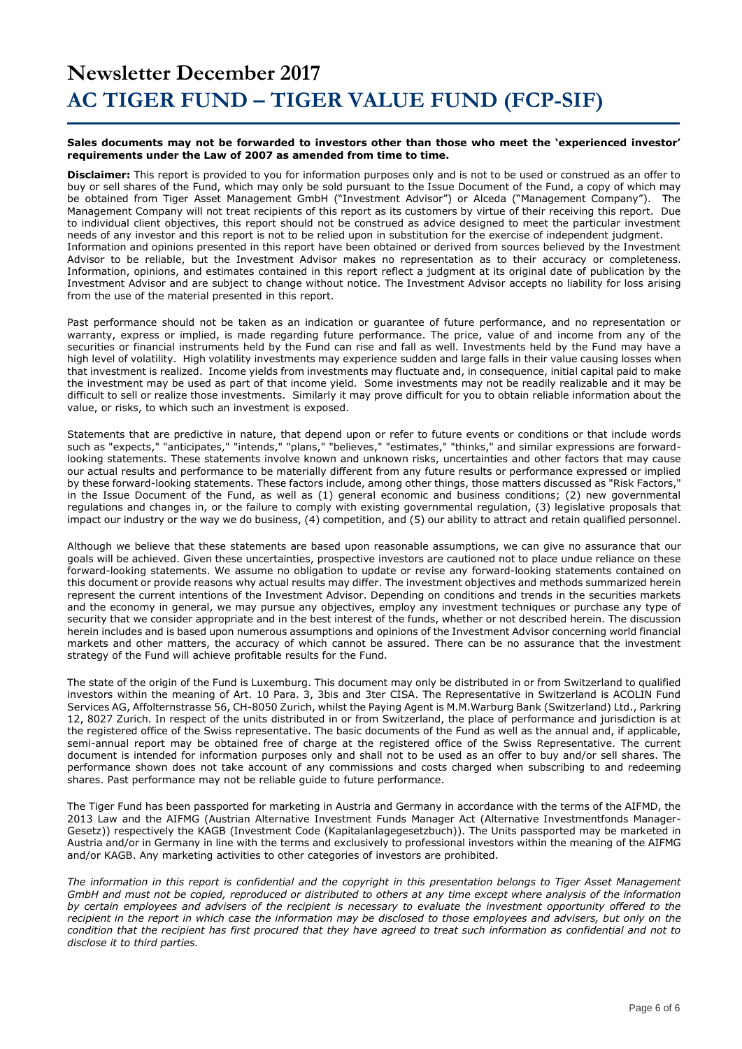# Newsletter December 2017

# AC TIGER FUND – TIGER VALUE FUND (FCP-SIF)

**Sales documents may not be forwarded to investors other than those who meet the 'experienced investor' requirements under the Law of 2007 as amended from time to time.**

**Disclaimer:** This report is provided to you for information purposes only and is not to be used or construed as an offer to buy or sell shares of the Fund, which may only be sold pursuant to the Issue Document of the Fund, a copy of which may be obtained from Tiger Asset Management GmbH ("Investment Advisor") or Alceda ("Management Company"). The Management Company will not treat recipients of this report as its customers by virtue of their receiving this report. Due to individual client objectives, this report should not be construed as advice designed to meet the particular investment needs of any investor and this report is not to be relied upon in substitution for the exercise of independent judgment. Information and opinions presented in this report have been obtained or derived from sources believed by the Investment Advisor to be reliable, but the Investment Advisor makes no representation as to their accuracy or completeness. Information, opinions, and estimates contained in this report reflect a judgment at its original date of publication by the Investment Advisor and are subject to change without notice. The Investment Advisor accepts no liability for loss arising from the use of the material presented in this report.

Past performance should not be taken as an indication or guarantee of future performance, and no representation or warranty, express or implied, is made regarding future performance. The price, value of and income from any of the securities or financial instruments held by the Fund can rise and fall as well. Investments held by the Fund may have a high level of volatility. High volatility investments may experience sudden and large falls in their value causing losses when that investment is realized. Income yields from investments may fluctuate and, in consequence, initial capital paid to make the investment may be used as part of that income yield. Some investments may not be readily realizable and it may be difficult to sell or realize those investments. Similarly it may prove difficult for you to obtain reliable information about the value, or risks, to which such an investment is exposed.

Statements that are predictive in nature, that depend upon or refer to future events or conditions or that include words such as "expects," "anticipates," "intends," "plans," "believes," "estimates," "thinks," and similar expressions are forward-looking statements. These statements involve known and unknown risks, uncertainties and other factors that may cause our actual results and performance to be materially different from any future results or performance expressed or implied by these forward-looking statements. These factors include, among other things, those matters discussed as "Risk Factors," in the Issue Document of the Fund, as well as (1) general economic and business conditions; (2) new governmental regulations and changes in, or the failure to comply with existing governmental regulation, (3) legislative proposals that impact our industry or the way we do business, (4) competition, and (5) our ability to attract and retain qualified personnel.

Although we believe that these statements are based upon reasonable assumptions, we can give no assurance that our goals will be achieved. Given these uncertainties, prospective investors are cautioned not to place undue reliance on these forward-looking statements. We assume no obligation to update or revise any forward-looking statements contained on this document or provide reasons why actual results may differ. The investment objectives and methods summarized herein represent the current intentions of the Investment Advisor. Depending on conditions and trends in the securities markets and the economy in general, we may pursue any objectives, employ any investment techniques or purchase any type of security that we consider appropriate and in the best interest of the funds, whether or not described herein. The discussion herein includes and is based upon numerous assumptions and opinions of the Investment Advisor concerning world financial markets and other matters, the accuracy of which cannot be assured. There can be no assurance that the investment strategy of the Fund will achieve profitable results for the Fund.

The state of the origin of the Fund is Luxemburg. This document may only be distributed in or from Switzerland to qualified investors within the meaning of Art. 10 Para. 3, 3bis and 3ter CISA. The Representative in Switzerland is ACOLIN Fund Services AG, Affolternstrasse 56, CH-8050 Zurich, whilst the Paying Agent is M.M.Warburg Bank (Switzerland) Ltd., Parkring 12, 8027 Zurich. In respect of the units distributed in or from Switzerland, the place of performance and jurisdiction is at the registered office of the Swiss representative. The basic documents of the Fund as well as the annual and, if applicable, semi-annual report may be obtained free of charge at the registered office of the Swiss Representative. The current document is intended for information purposes only and shall not to be used as an offer to buy and/or sell shares. The performance shown does not take account of any commissions and costs charged when subscribing to and redeeming shares. Past performance may not be reliable guide to future performance.

The Tiger Fund has been passported for marketing in Austria and Germany in accordance with the terms of the AIFMD, the 2013 Law and the AIFMG (Austrian Alternative Investment Funds Manager Act (Alternative Investmentfonds Manager-Gesetz)) respectively the KAGB (Investment Code (Kapitalanlagegesetzbuch)). The Units passported may be marketed in Austria and/or in Germany in line with the terms and exclusively to professional investors within the meaning of the AIFMG and/or KAGB. Any marketing activities to other categories of investors are prohibited.

*The information in this report is confidential and the copyright in this presentation belongs to Tiger Asset Management GmbH and must not be copied, reproduced or distributed to others at any time except where analysis of the information by certain employees and advisers of the recipient is necessary to evaluate the investment opportunity offered to the recipient in the report in which case the information may be disclosed to those employees and advisers, but only on the condition that the recipient has first procured that they have agreed to treat such information as confidential and not to disclose it to third parties.*